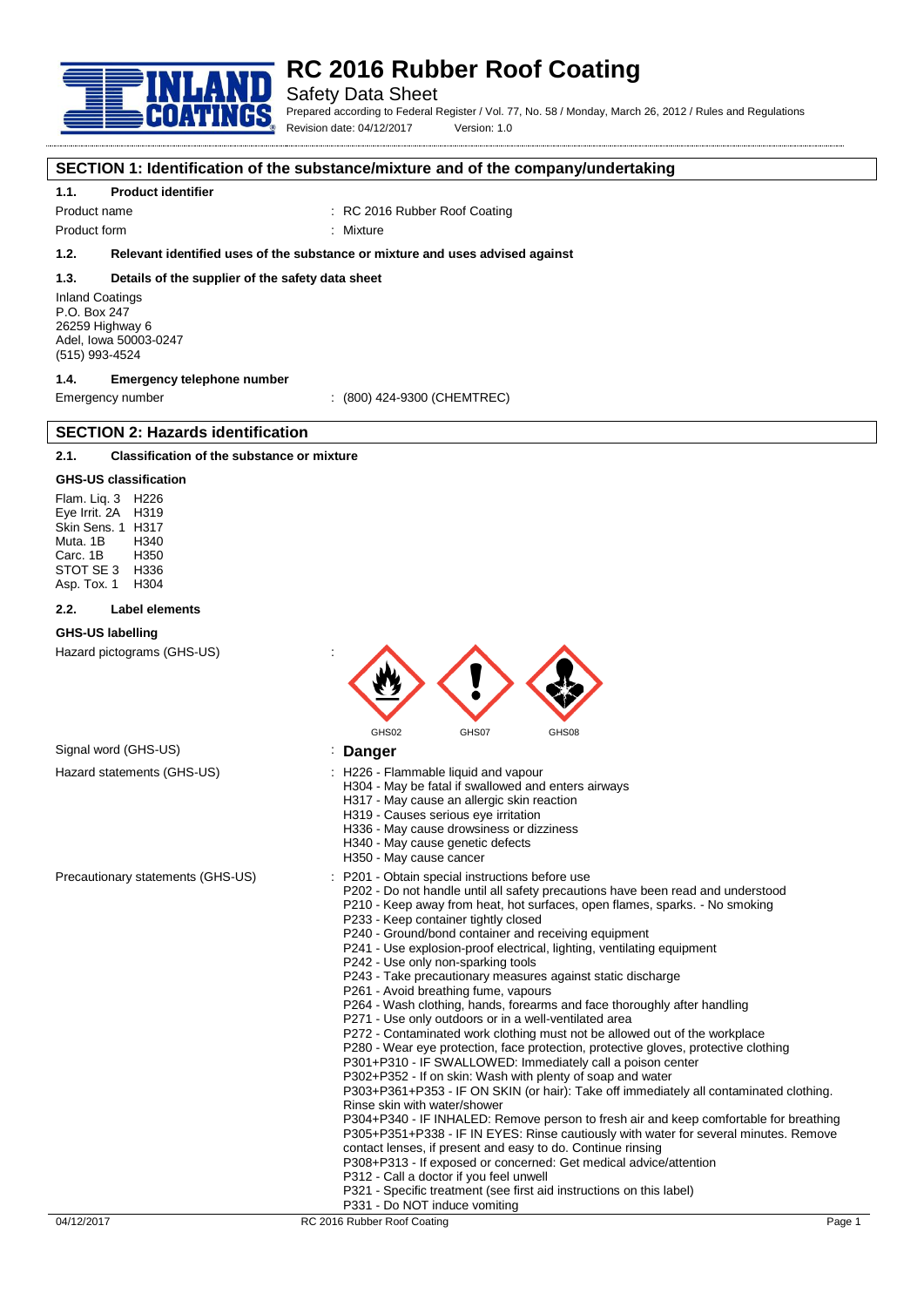# RC 2016 Rubber Roof Coating

Safety Data Sheet

Prepared according to Federal Register / Vol. 77, No. 58 / Monday, March 26, 2012 / Rules and Regulations

Revision date: 04/12/2017 Version: 1.0

## SECTION 1: Identification of the substance/mixture and of the company/undertaking

### 1.1. Product identifier

Product name : RC 2016 Rubber Roof Coating

Product form : Mixture

### 1.2. Relevant identified uses of the substance or mixture and uses advised against

### 1.3. Details of the supplier of the safety data sheet

Inland Coatings
P.O. Box 247
26259 Highway 6
Adel, Iowa 50003-0247
(515) 993-4524

### 1.4. Emergency telephone number

Emergency number : (800) 424-9300 (CHEMTREC)

## SECTION 2: Hazards identification

### 2.1. Classification of the substance or mixture

**GHS-US classification**

Flam. Liq. 3 H226
Eye Irrit. 2A H319
Skin Sens. 1 H317
Muta. 1B H340
Carc. 1B H350
STOT SE 3 H336
Asp. Tox. 1 H304

### 2.2. Label elements

**GHS-US labelling**

Hazard pictograms (GHS-US) :

GHS02 GHS07 GHS08

Signal word (GHS-US) : **Danger**

Hazard statements (GHS-US) :
- H226 - Flammable liquid and vapour
- H304 - May be fatal if swallowed and enters airways
- H317 - May cause an allergic skin reaction
- H319 - Causes serious eye irritation
- H336 - May cause drowsiness or dizziness
- H340 - May cause genetic defects
- H350 - May cause cancer

Precautionary statements (GHS-US) :
- P201 - Obtain special instructions before use
- P202 - Do not handle until all safety precautions have been read and understood
- P210 - Keep away from heat, hot surfaces, open flames, sparks. - No smoking
- P233 - Keep container tightly closed
- P240 - Ground/bond container and receiving equipment
- P241 - Use explosion-proof electrical, lighting, ventilating equipment
- P242 - Use only non-sparking tools
- P243 - Take precautionary measures against static discharge
- P261 - Avoid breathing fume, vapours
- P264 - Wash clothing, hands, forearms and face thoroughly after handling
- P271 - Use only outdoors or in a well-ventilated area
- P272 - Contaminated work clothing must not be allowed out of the workplace
- P280 - Wear eye protection, face protection, protective gloves, protective clothing
- P301+P310 - IF SWALLOWED: Immediately call a poison center
- P302+P352 - If on skin: Wash with plenty of soap and water
- P303+P361+P353 - IF ON SKIN (or hair): Take off immediately all contaminated clothing. Rinse skin with water/shower
- P304+P340 - IF INHALED: Remove person to fresh air and keep comfortable for breathing
- P305+P351+P338 - IF IN EYES: Rinse cautiously with water for several minutes. Remove contact lenses, if present and easy to do. Continue rinsing
- P308+P313 - If exposed or concerned: Get medical advice/attention
- P312 - Call a doctor if you feel unwell
- P321 - Specific treatment (see first aid instructions on this label)
- P331 - Do NOT induce vomiting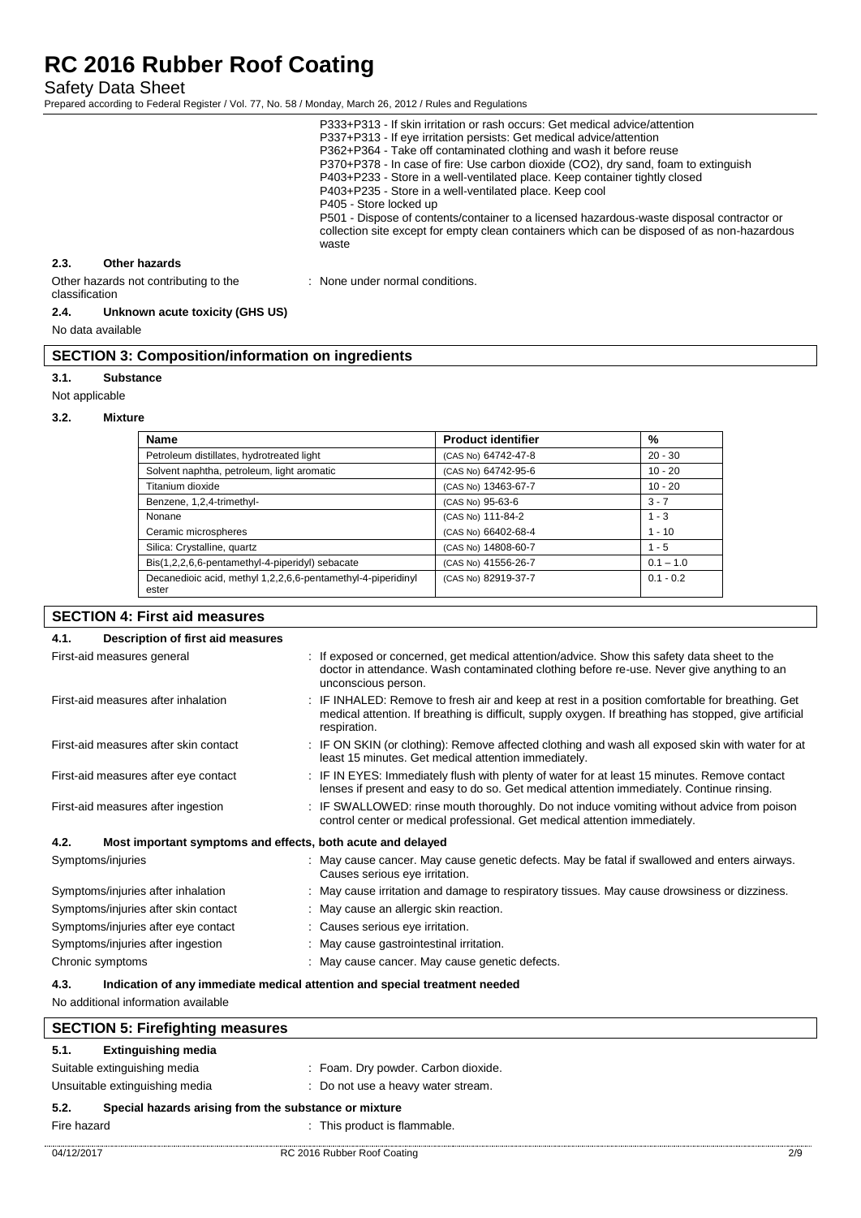P333+P313 - If skin irritation or rash occurs: Get medical advice/attention
P337+P313 - If eye irritation persists: Get medical advice/attention
P362+P364 - Take off contaminated clothing and wash it before reuse
P370+P378 - In case of fire: Use carbon dioxide (CO2), dry sand, foam to extinguish
P403+P233 - Store in a well-ventilated place. Keep container tightly closed
P403+P235 - Store in a well-ventilated place. Keep cool
P405 - Store locked up
P501 - Dispose of contents/container to a licensed hazardous-waste disposal contractor or collection site except for empty clean containers which can be disposed of as non-hazardous waste

### 2.3. Other hazards

Other hazards not contributing to the classification : None under normal conditions.

### 2.4. Unknown acute toxicity (GHS US)

No data available

## SECTION 3: Composition/information on ingredients

### 3.1. Substance

Not applicable

### 3.2. Mixture

| Name | Product identifier | % |
|---|---|---|
| Petroleum distillates, hydrotreated light | (CAS No) 64742-47-8 | 20 - 30 |
| Solvent naphtha, petroleum, light aromatic | (CAS No) 64742-95-6 | 10 - 20 |
| Titanium dioxide | (CAS No) 13463-67-7 | 10 - 20 |
| Benzene, 1,2,4-trimethyl- | (CAS No) 95-63-6 | 3 - 7 |
| Nonane | (CAS No) 111-84-2 | 1 - 3 |
| Ceramic microspheres | (CAS No) 66402-68-4 | 1 - 10 |
| Silica: Crystalline, quartz | (CAS No) 14808-60-7 | 1 - 5 |
| Bis(1,2,2,6,6-pentamethyl-4-piperidyl) sebacate | (CAS No) 41556-26-7 | 0.1 – 1.0 |
| Decanedioic acid, methyl 1,2,2,6,6-pentamethyl-4-piperidinyl ester | (CAS No) 82919-37-7 | 0.1 - 0.2 |

## SECTION 4: First aid measures

### 4.1. Description of first aid measures

First-aid measures general : If exposed or concerned, get medical attention/advice. Show this safety data sheet to the doctor in attendance. Wash contaminated clothing before re-use. Never give anything to an unconscious person.

First-aid measures after inhalation : IF INHALED: Remove to fresh air and keep at rest in a position comfortable for breathing. Get medical attention. If breathing is difficult, supply oxygen. If breathing has stopped, give artificial respiration.

First-aid measures after skin contact : IF ON SKIN (or clothing): Remove affected clothing and wash all exposed skin with water for at least 15 minutes. Get medical attention immediately.

First-aid measures after eye contact : IF IN EYES: Immediately flush with plenty of water for at least 15 minutes. Remove contact lenses if present and easy to do so. Get medical attention immediately. Continue rinsing.

First-aid measures after ingestion : IF SWALLOWED: rinse mouth thoroughly. Do not induce vomiting without advice from poison control center or medical professional. Get medical attention immediately.

### 4.2. Most important symptoms and effects, both acute and delayed

Symptoms/injuries : May cause cancer. May cause genetic defects. May be fatal if swallowed and enters airways. Causes serious eye irritation.

Symptoms/injuries after inhalation : May cause irritation and damage to respiratory tissues. May cause drowsiness or dizziness.

Symptoms/injuries after skin contact : May cause an allergic skin reaction.

Symptoms/injuries after eye contact : Causes serious eye irritation.

Symptoms/injuries after ingestion : May cause gastrointestinal irritation.

Chronic symptoms : May cause cancer. May cause genetic defects.

### 4.3. Indication of any immediate medical attention and special treatment needed

No additional information available

## SECTION 5: Firefighting measures

### 5.1. Extinguishing media

Suitable extinguishing media : Foam. Dry powder. Carbon dioxide.

Unsuitable extinguishing media : Do not use a heavy water stream.

### 5.2. Special hazards arising from the substance or mixture

Fire hazard : This product is flammable.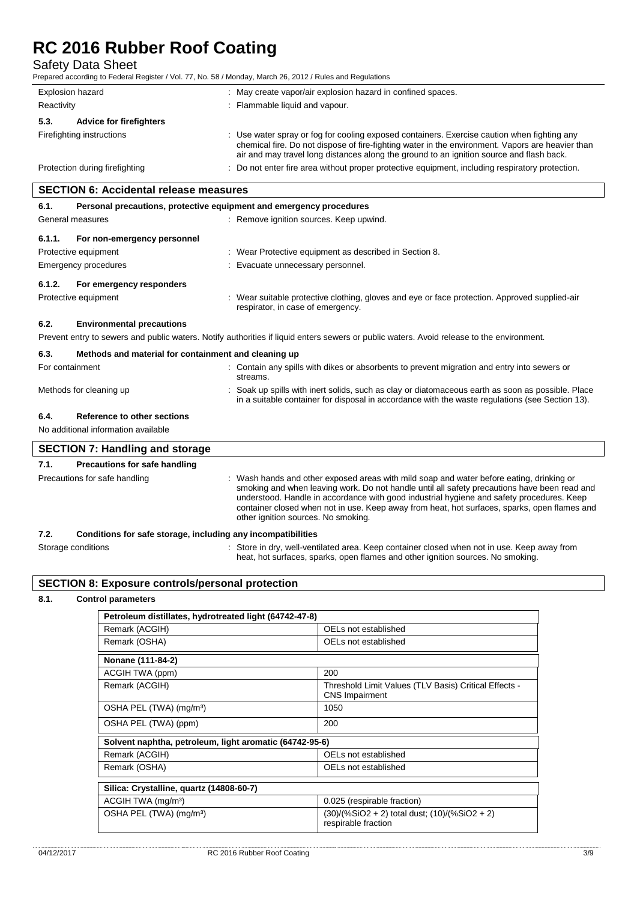| | |
|---|---|
| Explosion hazard | : May create vapor/air explosion hazard in confined spaces. |
| Reactivity | : Flammable liquid and vapour. |

**5.3. Advice for firefighters**

| | |
|---|---|
| Firefighting instructions | : Use water spray or fog for cooling exposed containers. Exercise caution when fighting any chemical fire. Do not dispose of fire-fighting water in the environment. Vapors are heavier than air and may travel long distances along the ground to an ignition source and flash back. |
| Protection during firefighting | : Do not enter fire area without proper protective equipment, including respiratory protection. |

## SECTION 6: Accidental release measures

**6.1. Personal precautions, protective equipment and emergency procedures**

| | |
|---|---|
| General measures | : Remove ignition sources. Keep upwind. |

**6.1.1. For non-emergency personnel**

| | |
|---|---|
| Protective equipment | : Wear Protective equipment as described in Section 8. |
| Emergency procedures | : Evacuate unnecessary personnel. |

**6.1.2. For emergency responders**

| | |
|---|---|
| Protective equipment | : Wear suitable protective clothing, gloves and eye or face protection. Approved supplied-air respirator, in case of emergency. |

**6.2. Environmental precautions**

Prevent entry to sewers and public waters. Notify authorities if liquid enters sewers or public waters. Avoid release to the environment.

**6.3. Methods and material for containment and cleaning up**

| | |
|---|---|
| For containment | : Contain any spills with dikes or absorbents to prevent migration and entry into sewers or streams. |
| Methods for cleaning up | : Soak up spills with inert solids, such as clay or diatomaceous earth as soon as possible. Place in a suitable container for disposal in accordance with the waste regulations (see Section 13). |

**6.4. Reference to other sections**

No additional information available

## SECTION 7: Handling and storage

**7.1. Precautions for safe handling**

| | |
|---|---|
| Precautions for safe handling | : Wash hands and other exposed areas with mild soap and water before eating, drinking or smoking and when leaving work. Do not handle until all safety precautions have been read and understood. Handle in accordance with good industrial hygiene and safety procedures. Keep container closed when not in use. Keep away from heat, hot surfaces, sparks, open flames and other ignition sources. No smoking. |

**7.2. Conditions for safe storage, including any incompatibilities**

| | |
|---|---|
| Storage conditions | : Store in dry, well-ventilated area. Keep container closed when not in use. Keep away from heat, hot surfaces, sparks, open flames and other ignition sources. No smoking. |

## SECTION 8: Exposure controls/personal protection

**8.1. Control parameters**

| Petroleum distillates, hydrotreated light (64742-47-8) | |
|---|---|
| Remark (ACGIH) | OELs not established |
| Remark (OSHA) | OELs not established |

| Nonane (111-84-2) | |
|---|---|
| ACGIH TWA (ppm) | 200 |
| Remark (ACGIH) | Threshold Limit Values (TLV Basis) Critical Effects - CNS Impairment |
| OSHA PEL (TWA) (mg/m³) | 1050 |
| OSHA PEL (TWA) (ppm) | 200 |

| Solvent naphtha, petroleum, light aromatic (64742-95-6) | |
|---|---|
| Remark (ACGIH) | OELs not established |
| Remark (OSHA) | OELs not established |

| Silica: Crystalline, quartz (14808-60-7) | |
|---|---|
| ACGIH TWA (mg/m³) | 0.025 (respirable fraction) |
| OSHA PEL (TWA) (mg/m³) | (30)/(%SiO2 + 2) total dust; (10)/(%SiO2 + 2) respirable fraction |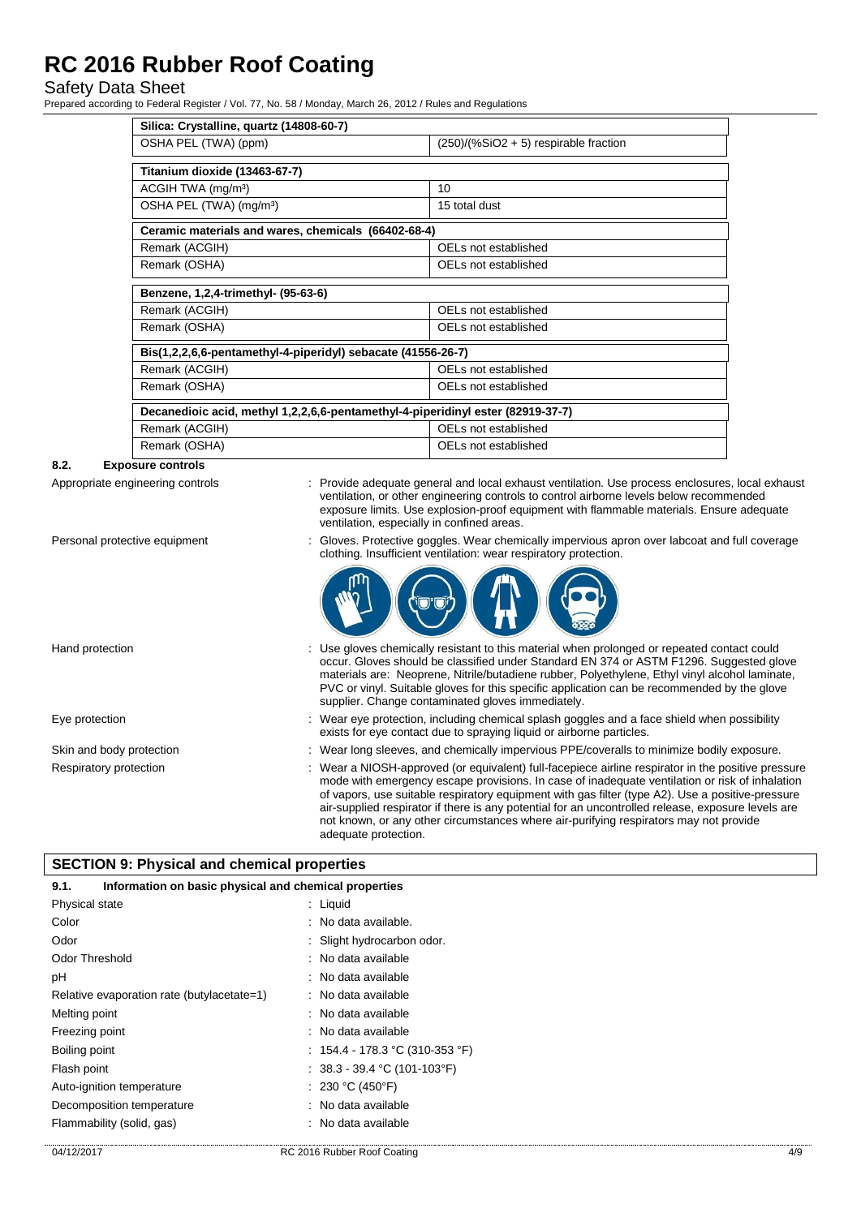| Silica: Crystalline, quartz (14808-60-7) | |
|---|---|
| OSHA PEL (TWA) (ppm) | (250)/(%SiO2 + 5) respirable fraction |

| Titanium dioxide (13463-67-7) | |
|---|---|
| ACGIH TWA (mg/m³) | 10 |
| OSHA PEL (TWA) (mg/m³) | 15 total dust |

| Ceramic materials and wares, chemicals (66402-68-4) | |
|---|---|
| Remark (ACGIH) | OELs not established |
| Remark (OSHA) | OELs not established |

| Benzene, 1,2,4-trimethyl- (95-63-6) | |
|---|---|
| Remark (ACGIH) | OELs not established |
| Remark (OSHA) | OELs not established |

| Bis(1,2,2,6,6-pentamethyl-4-piperidyl) sebacate (41556-26-7) | |
|---|---|
| Remark (ACGIH) | OELs not established |
| Remark (OSHA) | OELs not established |

| Decanedioic acid, methyl 1,2,2,6,6-pentamethyl-4-piperidinyl ester (82919-37-7) | |
|---|---|
| Remark (ACGIH) | OELs not established |
| Remark (OSHA) | OELs not established |

### 8.2. Exposure controls

Appropriate engineering controls : Provide adequate general and local exhaust ventilation. Use process enclosures, local exhaust ventilation, or other engineering controls to control airborne levels below recommended exposure limits. Use explosion-proof equipment with flammable materials. Ensure adequate ventilation, especially in confined areas.

Personal protective equipment : Gloves. Protective goggles. Wear chemically impervious apron over labcoat and full coverage clothing. Insufficient ventilation: wear respiratory protection.

Hand protection : Use gloves chemically resistant to this material when prolonged or repeated contact could occur. Gloves should be classified under Standard EN 374 or ASTM F1296. Suggested glove materials are: Neoprene, Nitrile/butadiene rubber, Polyethylene, Ethyl vinyl alcohol laminate, PVC or vinyl. Suitable gloves for this specific application can be recommended by the glove supplier. Change contaminated gloves immediately.

Eye protection : Wear eye protection, including chemical splash goggles and a face shield when possibility exists for eye contact due to spraying liquid or airborne particles.

Skin and body protection : Wear long sleeves, and chemically impervious PPE/coveralls to minimize bodily exposure.

Respiratory protection : Wear a NIOSH-approved (or equivalent) full-facepiece airline respirator in the positive pressure mode with emergency escape provisions. In case of inadequate ventilation or risk of inhalation of vapors, use suitable respiratory equipment with gas filter (type A2). Use a positive-pressure air-supplied respirator if there is any potential for an uncontrolled release, exposure levels are not known, or any other circumstances where air-purifying respirators may not provide adequate protection.

## SECTION 9: Physical and chemical properties

### 9.1. Information on basic physical and chemical properties

| | |
|---|---|
| Physical state | : Liquid |
| Color | : No data available. |
| Odor | : Slight hydrocarbon odor. |
| Odor Threshold | : No data available |
| pH | : No data available |
| Relative evaporation rate (butylacetate=1) | : No data available |
| Melting point | : No data available |
| Freezing point | : No data available |
| Boiling point | : 154.4 - 178.3 °C (310-353 °F) |
| Flash point | : 38.3 - 39.4 °C (101-103°F) |
| Auto-ignition temperature | : 230 °C (450°F) |
| Decomposition temperature | : No data available |
| Flammability (solid, gas) | : No data available |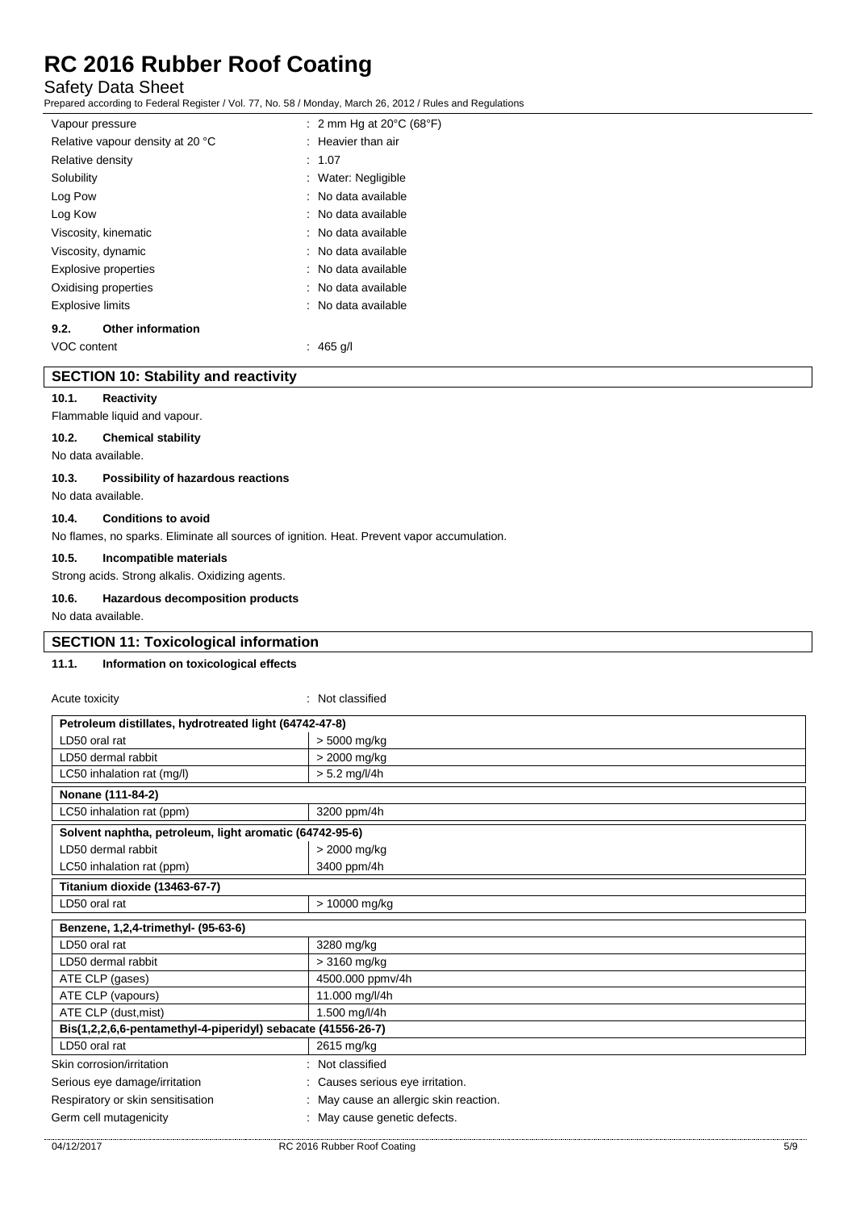| | |
|---|---|
| Vapour pressure | : 2 mm Hg at 20°C (68°F) |
| Relative vapour density at 20 °C | : Heavier than air |
| Relative density | : 1.07 |
| Solubility | : Water: Negligible |
| Log Pow | : No data available |
| Log Kow | : No data available |
| Viscosity, kinematic | : No data available |
| Viscosity, dynamic | : No data available |
| Explosive properties | : No data available |
| Oxidising properties | : No data available |
| Explosive limits | : No data available |

### 9.2. Other information

VOC content : 465 g/l

## SECTION 10: Stability and reactivity

### 10.1. Reactivity

Flammable liquid and vapour.

### 10.2. Chemical stability

No data available.

### 10.3. Possibility of hazardous reactions

No data available.

### 10.4. Conditions to avoid

No flames, no sparks. Eliminate all sources of ignition. Heat. Prevent vapor accumulation.

### 10.5. Incompatible materials

Strong acids. Strong alkalis. Oxidizing agents.

### 10.6. Hazardous decomposition products

No data available.

## SECTION 11: Toxicological information

### 11.1. Information on toxicological effects

Acute toxicity : Not classified

| Petroleum distillates, hydrotreated light (64742-47-8) | |
|---|---|
| LD50 oral rat | > 5000 mg/kg |
| LD50 dermal rabbit | > 2000 mg/kg |
| LC50 inhalation rat (mg/l) | > 5.2 mg/l/4h |

| Nonane (111-84-2) | |
|---|---|
| LC50 inhalation rat (ppm) | 3200 ppm/4h |

| Solvent naphtha, petroleum, light aromatic (64742-95-6) | |
|---|---|
| LD50 dermal rabbit | > 2000 mg/kg |
| LC50 inhalation rat (ppm) | 3400 ppm/4h |

| Titanium dioxide (13463-67-7) | |
|---|---|
| LD50 oral rat | > 10000 mg/kg |

| Benzene, 1,2,4-trimethyl- (95-63-6) | |
|---|---|
| LD50 oral rat | 3280 mg/kg |
| LD50 dermal rabbit | > 3160 mg/kg |
| ATE CLP (gases) | 4500.000 ppmv/4h |
| ATE CLP (vapours) | 11.000 mg/l/4h |
| ATE CLP (dust,mist) | 1.500 mg/l/4h |

| Bis(1,2,2,6,6-pentamethyl-4-piperidyl) sebacate (41556-26-7) | |
|---|---|
| LD50 oral rat | 2615 mg/kg |

| | |
|---|---|
| Skin corrosion/irritation | : Not classified |
| Serious eye damage/irritation | : Causes serious eye irritation. |
| Respiratory or skin sensitisation | : May cause an allergic skin reaction. |
| Germ cell mutagenicity | : May cause genetic defects. |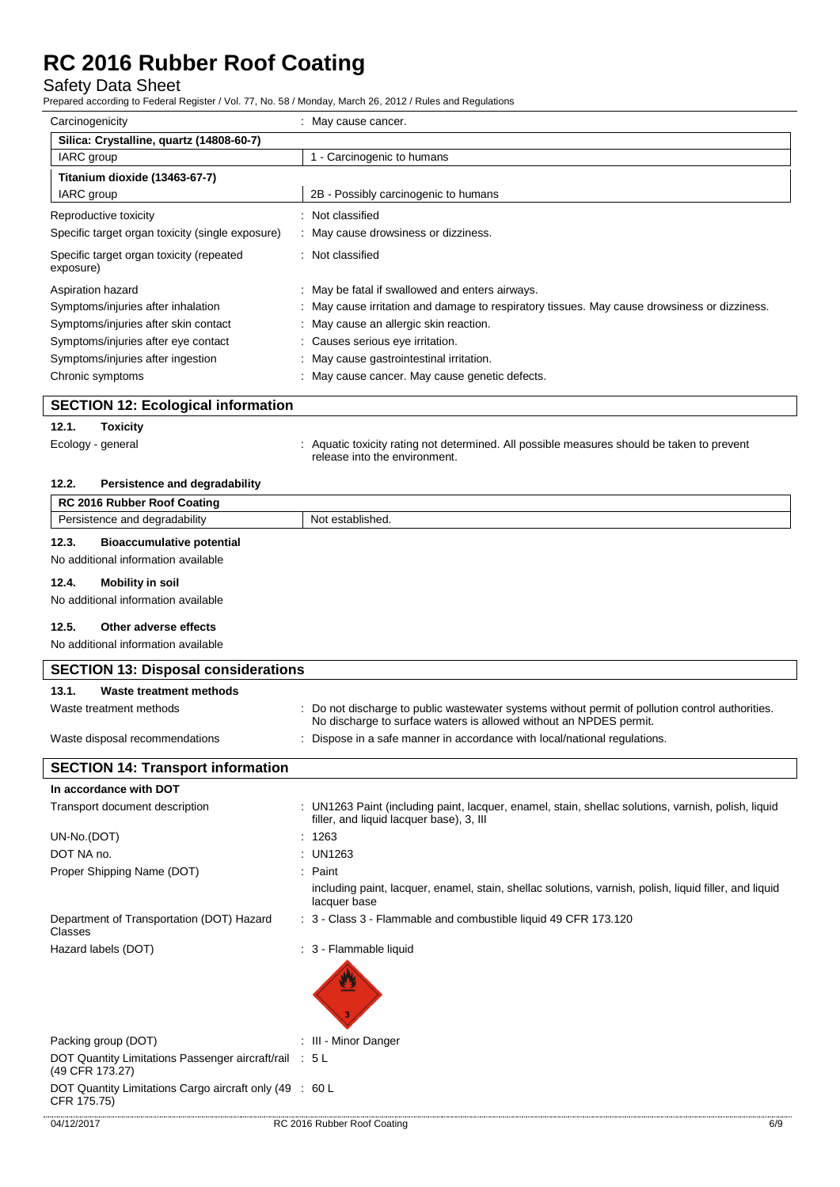Carcinogenicity : May cause cancer.

| Silica: Crystalline, quartz (14808-60-7) | |
|---|---|
| IARC group | 1 - Carcinogenic to humans |

| Titanium dioxide (13463-67-7) | |
|---|---|
| IARC group | 2B - Possibly carcinogenic to humans |

| | |
|---|---|
| Reproductive toxicity | : Not classified |
| Specific target organ toxicity (single exposure) | : May cause drowsiness or dizziness. |
| Specific target organ toxicity (repeated exposure) | : Not classified |
| Aspiration hazard | : May be fatal if swallowed and enters airways. |
| Symptoms/injuries after inhalation | : May cause irritation and damage to respiratory tissues. May cause drowsiness or dizziness. |
| Symptoms/injuries after skin contact | : May cause an allergic skin reaction. |
| Symptoms/injuries after eye contact | : Causes serious eye irritation. |
| Symptoms/injuries after ingestion | : May cause gastrointestinal irritation. |
| Chronic symptoms | : May cause cancer. May cause genetic defects. |

## SECTION 12: Ecological information

### 12.1. Toxicity

Ecology - general : Aquatic toxicity rating not determined. All possible measures should be taken to prevent release into the environment.

### 12.2. Persistence and degradability

| RC 2016 Rubber Roof Coating | |
|---|---|
| Persistence and degradability | Not established. |

### 12.3. Bioaccumulative potential

No additional information available

### 12.4. Mobility in soil

No additional information available

### 12.5. Other adverse effects

No additional information available

## SECTION 13: Disposal considerations

### 13.1. Waste treatment methods

| | |
|---|---|
| Waste treatment methods | : Do not discharge to public wastewater systems without permit of pollution control authorities. No discharge to surface waters is allowed without an NPDES permit. |
| Waste disposal recommendations | : Dispose in a safe manner in accordance with local/national regulations. |

## SECTION 14: Transport information

**In accordance with DOT**

| | |
|---|---|
| Transport document description | : UN1263 Paint (including paint, lacquer, enamel, stain, shellac solutions, varnish, polish, liquid filler, and liquid lacquer base), 3, III |
| UN-No.(DOT) | : 1263 |
| DOT NA no. | : UN1263 |
| Proper Shipping Name (DOT) | : Paint<br>including paint, lacquer, enamel, stain, shellac solutions, varnish, polish, liquid filler, and liquid lacquer base |
| Department of Transportation (DOT) Hazard Classes | : 3 - Class 3 - Flammable and combustible liquid 49 CFR 173.120 |
| Hazard labels (DOT) | : 3 - Flammable liquid |
| Packing group (DOT) | : III - Minor Danger |
| DOT Quantity Limitations Passenger aircraft/rail (49 CFR 173.27) | : 5 L |
| DOT Quantity Limitations Cargo aircraft only (49 CFR 175.75) | : 60 L |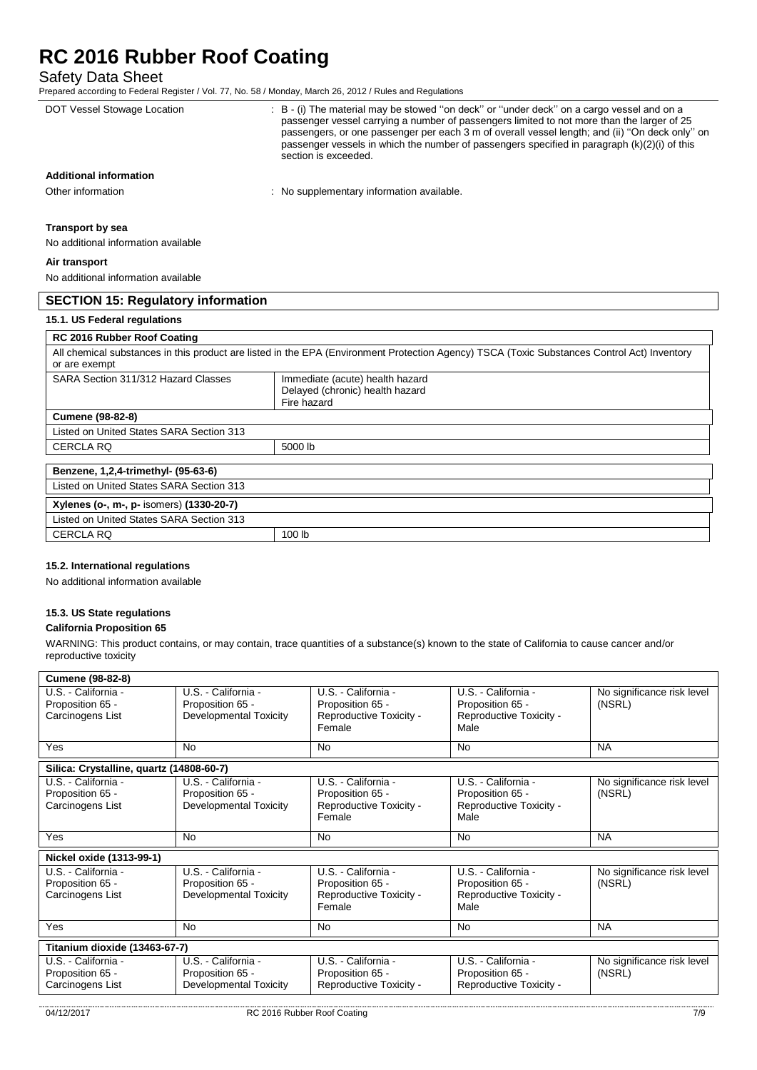| DOT Vessel Stowage Location | : B - (i) The material may be stowed ''on deck'' or ''under deck'' on a cargo vessel and on a passenger vessel carrying a number of passengers limited to not more than the larger of 25 passengers, or one passenger per each 3 m of overall vessel length; and (ii) ''On deck only'' on passenger vessels in which the number of passengers specified in paragraph (k)(2)(i) of this section is exceeded. |
|---|---|

**Additional information**

| Other information | : No supplementary information available. |
|---|---|

**Transport by sea**

No additional information available

**Air transport**

No additional information available

## SECTION 15: Regulatory information

### 15.1. US Federal regulations

| RC 2016 Rubber Roof Coating | |
|---|---|
| All chemical substances in this product are listed in the EPA (Environment Protection Agency) TSCA (Toxic Substances Control Act) Inventory or are exempt | |
| SARA Section 311/312 Hazard Classes | Immediate (acute) health hazard<br>Delayed (chronic) health hazard<br>Fire hazard |

| Cumene (98-82-8) | |
|---|---|
| Listed on United States SARA Section 313 | |
| CERCLA RQ | 5000 lb |

| Benzene, 1,2,4-trimethyl- (95-63-6) |
|---|
| Listed on United States SARA Section 313 |

| Xylenes (o-, m-, p- isomers) (1330-20-7) | |
|---|---|
| Listed on United States SARA Section 313 | |
| CERCLA RQ | 100 lb |

### 15.2. International regulations

No additional information available

### 15.3. US State regulations

**California Proposition 65**

WARNING: This product contains, or may contain, trace quantities of a substance(s) known to the state of California to cause cancer and/or reproductive toxicity

| Cumene (98-82-8) | | | | |
|---|---|---|---|---|
| U.S. - California - Proposition 65 - Carcinogens List | U.S. - California - Proposition 65 - Developmental Toxicity | U.S. - California - Proposition 65 - Reproductive Toxicity - Female | U.S. - California - Proposition 65 - Reproductive Toxicity - Male | No significance risk level (NSRL) |
| Yes | No | No | No | NA |
| **Silica: Crystalline, quartz (14808-60-7)** | | | | |
| U.S. - California - Proposition 65 - Carcinogens List | U.S. - California - Proposition 65 - Developmental Toxicity | U.S. - California - Proposition 65 - Reproductive Toxicity - Female | U.S. - California - Proposition 65 - Reproductive Toxicity - Male | No significance risk level (NSRL) |
| Yes | No | No | No | NA |
| **Nickel oxide (1313-99-1)** | | | | |
| U.S. - California - Proposition 65 - Carcinogens List | U.S. - California - Proposition 65 - Developmental Toxicity | U.S. - California - Proposition 65 - Reproductive Toxicity - Female | U.S. - California - Proposition 65 - Reproductive Toxicity - Male | No significance risk level (NSRL) |
| Yes | No | No | No | NA |
| **Titanium dioxide (13463-67-7)** | | | | |
| U.S. - California - Proposition 65 - Carcinogens List | U.S. - California - Proposition 65 - Developmental Toxicity | U.S. - California - Proposition 65 - Reproductive Toxicity - | U.S. - California - Proposition 65 - Reproductive Toxicity - | No significance risk level (NSRL) |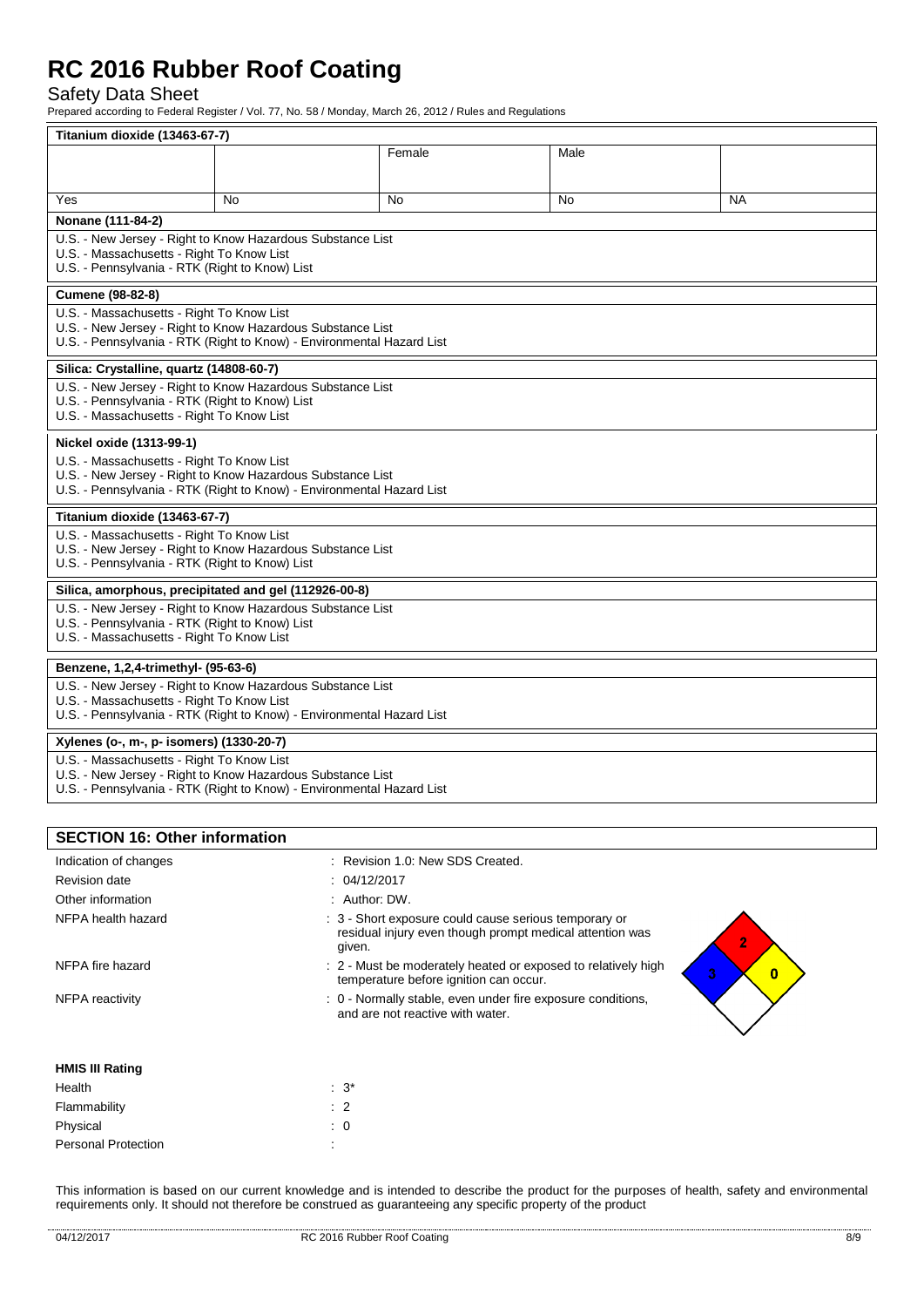# RC 2016 Rubber Roof Coating

Safety Data Sheet

Prepared according to Federal Register / Vol. 77, No. 58 / Monday, March 26, 2012 / Rules and Regulations

| Titanium dioxide (13463-67-7) | | | | |
|---|---|---|---|---|
| | | Female | Male | |
| Yes | No | No | No | NA |

**Nonane (111-84-2)**

U.S. - New Jersey - Right to Know Hazardous Substance List
U.S. - Massachusetts - Right To Know List
U.S. - Pennsylvania - RTK (Right to Know) List

**Cumene (98-82-8)**

U.S. - Massachusetts - Right To Know List
U.S. - New Jersey - Right to Know Hazardous Substance List
U.S. - Pennsylvania - RTK (Right to Know) - Environmental Hazard List

**Silica: Crystalline, quartz (14808-60-7)**

U.S. - New Jersey - Right to Know Hazardous Substance List
U.S. - Pennsylvania - RTK (Right to Know) List
U.S. - Massachusetts - Right To Know List

**Nickel oxide (1313-99-1)**

U.S. - Massachusetts - Right To Know List
U.S. - New Jersey - Right to Know Hazardous Substance List
U.S. - Pennsylvania - RTK (Right to Know) - Environmental Hazard List

**Titanium dioxide (13463-67-7)**

U.S. - Massachusetts - Right To Know List
U.S. - New Jersey - Right to Know Hazardous Substance List
U.S. - Pennsylvania - RTK (Right to Know) List

**Silica, amorphous, precipitated and gel (112926-00-8)**

U.S. - New Jersey - Right to Know Hazardous Substance List
U.S. - Pennsylvania - RTK (Right to Know) List
U.S. - Massachusetts - Right To Know List

**Benzene, 1,2,4-trimethyl- (95-63-6)**

U.S. - New Jersey - Right to Know Hazardous Substance List
U.S. - Massachusetts - Right To Know List
U.S. - Pennsylvania - RTK (Right to Know) - Environmental Hazard List

**Xylenes (o-, m-, p- isomers) (1330-20-7)**

U.S. - Massachusetts - Right To Know List
U.S. - New Jersey - Right to Know Hazardous Substance List
U.S. - Pennsylvania - RTK (Right to Know) - Environmental Hazard List

## SECTION 16: Other information

| | |
|---|---|
| Indication of changes | : Revision 1.0: New SDS Created. |
| Revision date | : 04/12/2017 |
| Other information | : Author: DW. |
| NFPA health hazard | : 3 - Short exposure could cause serious temporary or residual injury even though prompt medical attention was given. |
| NFPA fire hazard | : 2 - Must be moderately heated or exposed to relatively high temperature before ignition can occur. |
| NFPA reactivity | : 0 - Normally stable, even under fire exposure conditions, and are not reactive with water. |

2
3 0

**HMIS III Rating**

| | |
|---|---|
| Health | : 3* |
| Flammability | : 2 |
| Physical | : 0 |
| Personal Protection | : |

This information is based on our current knowledge and is intended to describe the product for the purposes of health, safety and environmental requirements only. It should not therefore be construed as guaranteeing any specific property of the product